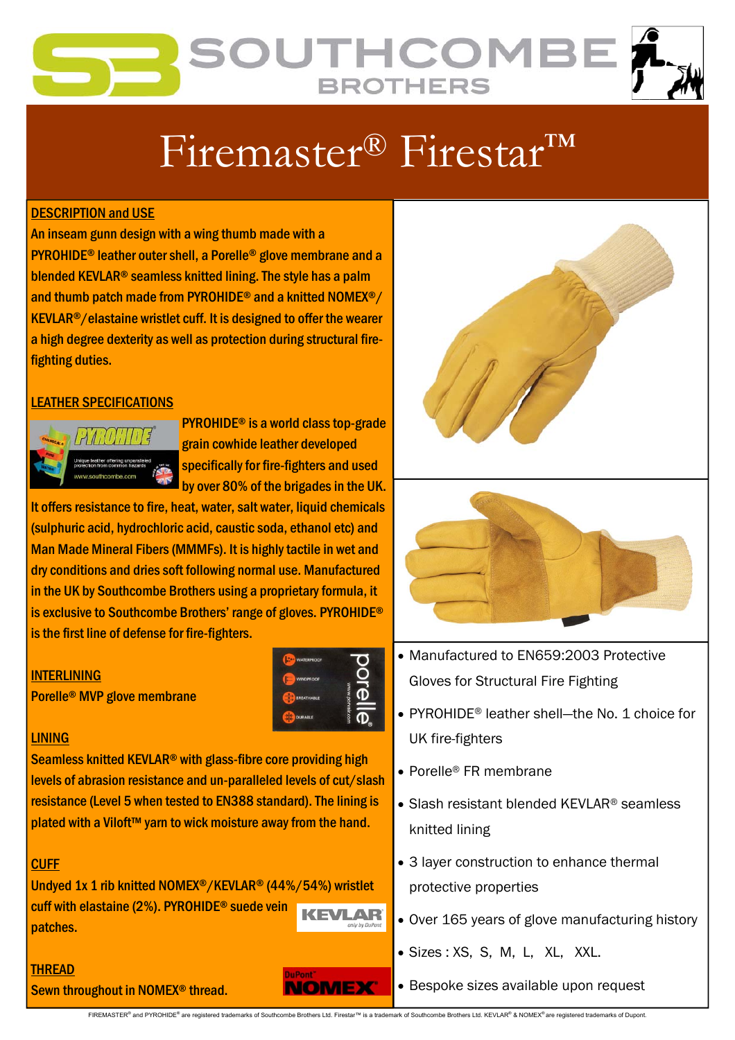# Firemaster® Firestar™

## DESCRIPTION and USE

An inseam gunn design with a wing thumb made with a PYROHIDE® leather outer shell, a Porelle® glove membrane and a blended KEVLAR® seamless knitted lining. The style has a palm and thumb patch made from PYROHIDE® and a knitted NOMEX®/ KEVLAR®/elastaine wristlet cuff. It is designed to offer the wearer a high degree dexterity as well as protection during structural fire-fighting duties.

## LEATHER SPECIFICATIONS

PYROHIDE® is a world class top-grade grain cowhide leather developed specifically for fire-fighters and used by over 80% of the brigades in the UK. It offers resistance to fire, heat, water, salt water, liquid chemicals (sulphuric acid, hydrochloric acid, caustic soda, ethanol etc) and Man Made Mineral Fibers (MMMFs). It is highly tactile in wet and dry conditions and dries soft following normal use. Manufactured in the UK by Southcombe Brothers using a proprietary formula, it is exclusive to Southcombe Brothers' range of gloves. PYROHIDE® is the first line of defense for fire-fighters.

## INTERLINING

Porelle® MVP glove membrane

## LINING

Seamless knitted KEVLAR® with glass-fibre core providing high levels of abrasion resistance and un-paralleled levels of cut/slash resistance (Level 5 when tested to EN388 standard). The lining is plated with a Viloft™ yarn to wick moisture away from the hand.

## CUFF

Undyed 1x 1 rib knitted NOMEX®/KEVLAR® (44%/54%) wristlet cuff with elastaine (2%). PYROHIDE® suede vein patches.

## THREAD

Sewn throughout in NOMEX® thread.

- Manufactured to EN659:2003 Protective Gloves for Structural Fire Fighting
- PYROHIDE® leather shell—the No. 1 choice for UK fire-fighters
- Porelle® FR membrane
- Slash resistant blended KEVLAR® seamless knitted lining
- 3 layer construction to enhance thermal protective properties
- Over 165 years of glove manufacturing history
- Sizes : XS, S, M, L, XL, XXL.
- Bespoke sizes available upon request

FIREMASTER® and PYROHIDE® are registered trademarks of Southcombe Brothers Ltd. Firestar™ is a trademark of Southcombe Brothers Ltd. KEVLAR® & NOMEX® are registered trademarks of Dupont.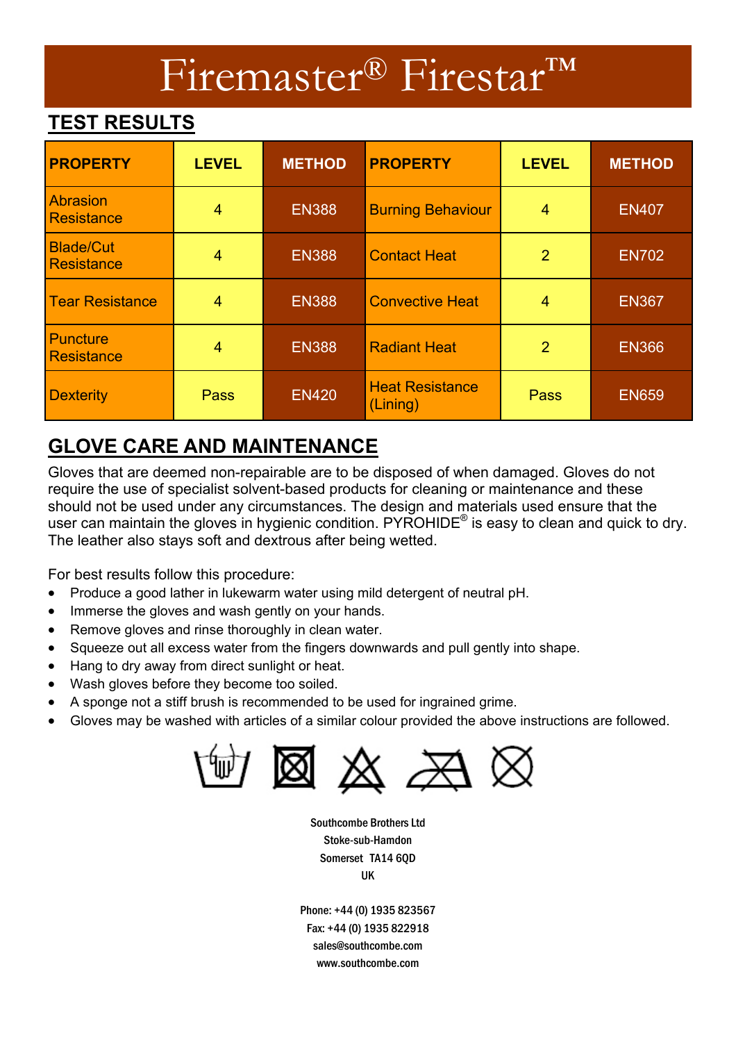# Firemaster® Firestar™

## TEST RESULTS

| PROPERTY | LEVEL | METHOD | PROPERTY | LEVEL | METHOD |
|---|---|---|---|---|---|
| Abrasion Resistance | 4 | EN388 | Burning Behaviour | 4 | EN407 |
| Blade/Cut Resistance | 4 | EN388 | Contact Heat | 2 | EN702 |
| Tear Resistance | 4 | EN388 | Convective Heat | 4 | EN367 |
| Puncture Resistance | 4 | EN388 | Radiant Heat | 2 | EN366 |
| Dexterity | Pass | EN420 | Heat Resistance (Lining) | Pass | EN659 |

## GLOVE CARE AND MAINTENANCE

Gloves that are deemed non-repairable are to be disposed of when damaged. Gloves do not require the use of specialist solvent-based products for cleaning or maintenance and these should not be used under any circumstances. The design and materials used ensure that the user can maintain the gloves in hygienic condition. PYROHIDE® is easy to clean and quick to dry. The leather also stays soft and dextrous after being wetted.

For best results follow this procedure:

- Produce a good lather in lukewarm water using mild detergent of neutral pH.
- Immerse the gloves and wash gently on your hands.
- Remove gloves and rinse thoroughly in clean water.
- Squeeze out all excess water from the fingers downwards and pull gently into shape.
- Hang to dry away from direct sunlight or heat.
- Wash gloves before they become too soiled.
- A sponge not a stiff brush is recommended to be used for ingrained grime.
- Gloves may be washed with articles of a similar colour provided the above instructions are followed.

Southcombe Brothers Ltd
Stoke-sub-Hamdon
Somerset TA14 6QD
UK

Phone: +44 (0) 1935 823567
Fax: +44 (0) 1935 822918
sales@southcombe.com
www.southcombe.com